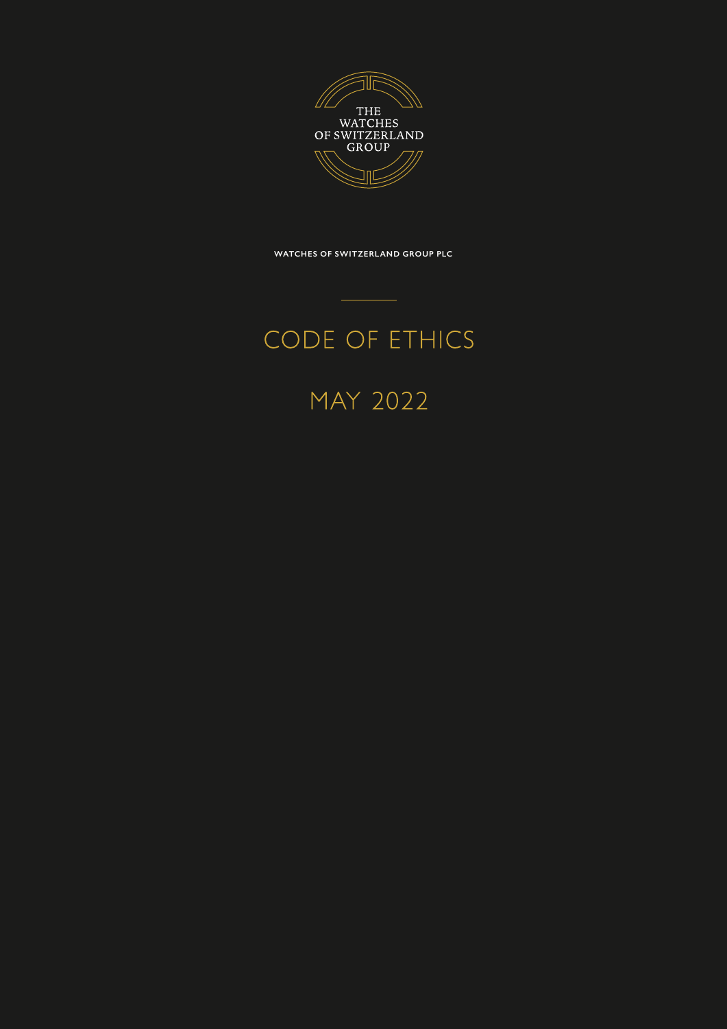THE WATCHES OF SWITZERLAND GROUP

WATCHES OF SWITZERLAND GROUP PLC

# CODE OF ETHICS

## MAY 2022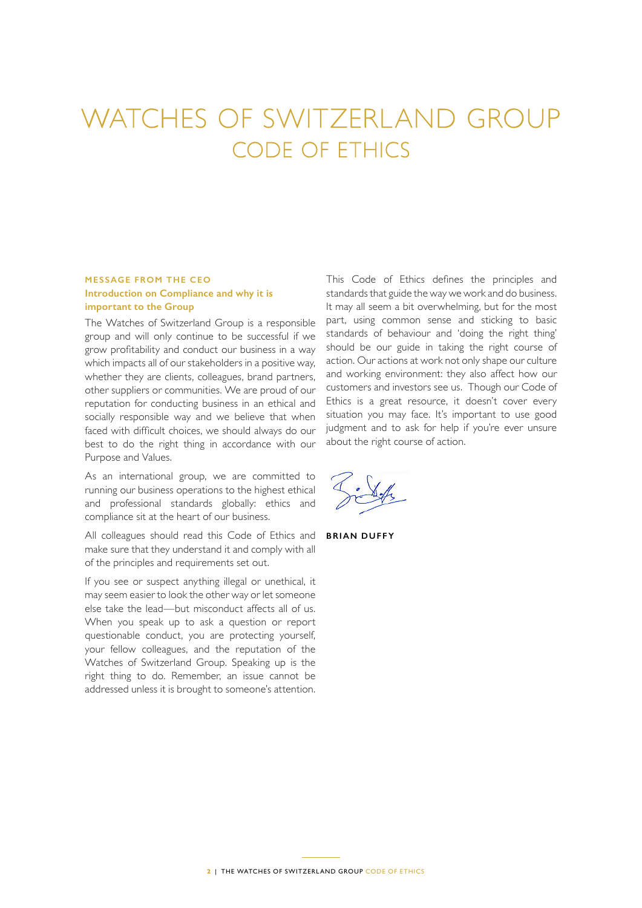# WATCHES OF SWITZERLAND GROUP
## CODE OF ETHICS

### MESSAGE FROM THE CEO

**Introduction on Compliance and why it is important to the Group**

The Watches of Switzerland Group is a responsible group and will only continue to be successful if we grow profitability and conduct our business in a way which impacts all of our stakeholders in a positive way, whether they are clients, colleagues, brand partners, other suppliers or communities. We are proud of our reputation for conducting business in an ethical and socially responsible way and we believe that when faced with difficult choices, we should always do our best to do the right thing in accordance with our Purpose and Values.

As an international group, we are committed to running our business operations to the highest ethical and professional standards globally: ethics and compliance sit at the heart of our business.

All colleagues should read this Code of Ethics and make sure that they understand it and comply with all of the principles and requirements set out.

If you see or suspect anything illegal or unethical, it may seem easier to look the other way or let someone else take the lead—but misconduct affects all of us. When you speak up to ask a question or report questionable conduct, you are protecting yourself, your fellow colleagues, and the reputation of the Watches of Switzerland Group. Speaking up is the right thing to do. Remember, an issue cannot be addressed unless it is brought to someone's attention.

This Code of Ethics defines the principles and standards that guide the way we work and do business. It may all seem a bit overwhelming, but for the most part, using common sense and sticking to basic standards of behaviour and 'doing the right thing' should be our guide in taking the right course of action. Our actions at work not only shape our culture and working environment: they also affect how our customers and investors see us. Though our Code of Ethics is a great resource, it doesn't cover every situation you may face. It's important to use good judgment and to ask for help if you're ever unsure about the right course of action.

**BRIAN DUFFY**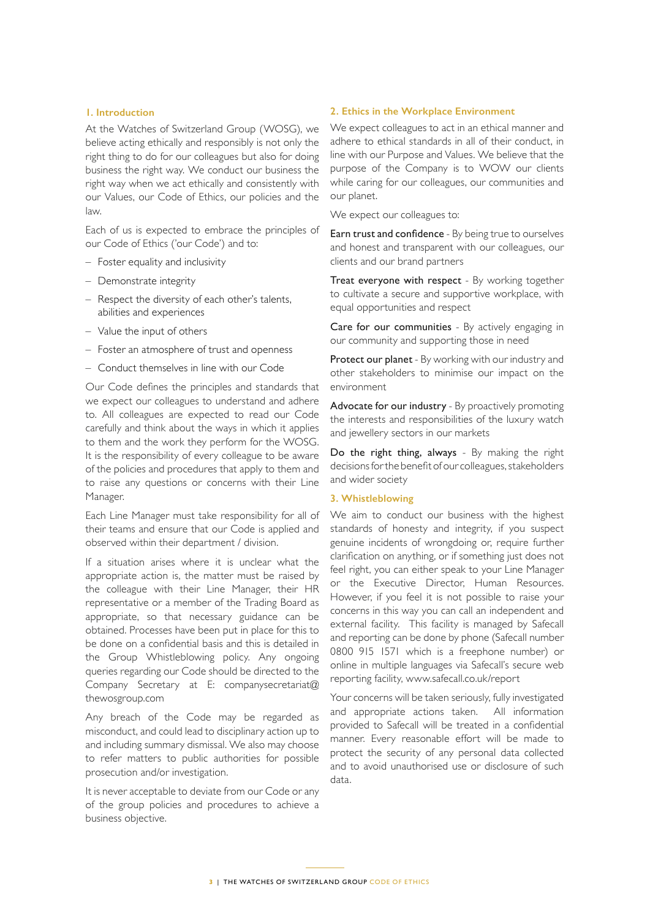## 1. Introduction

At the Watches of Switzerland Group (WOSG), we believe acting ethically and responsibly is not only the right thing to do for our colleagues but also for doing business the right way. We conduct our business the right way when we act ethically and consistently with our Values, our Code of Ethics, our policies and the law.

Each of us is expected to embrace the principles of our Code of Ethics ('our Code') and to:

- Foster equality and inclusivity
- Demonstrate integrity
- Respect the diversity of each other's talents, abilities and experiences
- Value the input of others
- Foster an atmosphere of trust and openness
- Conduct themselves in line with our Code

Our Code defines the principles and standards that we expect our colleagues to understand and adhere to. All colleagues are expected to read our Code carefully and think about the ways in which it applies to them and the work they perform for the WOSG. It is the responsibility of every colleague to be aware of the policies and procedures that apply to them and to raise any questions or concerns with their Line Manager.

Each Line Manager must take responsibility for all of their teams and ensure that our Code is applied and observed within their department / division.

If a situation arises where it is unclear what the appropriate action is, the matter must be raised by the colleague with their Line Manager, their HR representative or a member of the Trading Board as appropriate, so that necessary guidance can be obtained. Processes have been put in place for this to be done on a confidential basis and this is detailed in the Group Whistleblowing policy. Any ongoing queries regarding our Code should be directed to the Company Secretary at E: companysecretariat@thewosgroup.com

Any breach of the Code may be regarded as misconduct, and could lead to disciplinary action up to and including summary dismissal. We also may choose to refer matters to public authorities for possible prosecution and/or investigation.

It is never acceptable to deviate from our Code or any of the group policies and procedures to achieve a business objective.

## 2. Ethics in the Workplace Environment

We expect colleagues to act in an ethical manner and adhere to ethical standards in all of their conduct, in line with our Purpose and Values. We believe that the purpose of the Company is to WOW our clients while caring for our colleagues, our communities and our planet.

We expect our colleagues to:

**Earn trust and confidence** - By being true to ourselves and honest and transparent with our colleagues, our clients and our brand partners

**Treat everyone with respect** - By working together to cultivate a secure and supportive workplace, with equal opportunities and respect

**Care for our communities** - By actively engaging in our community and supporting those in need

**Protect our planet** - By working with our industry and other stakeholders to minimise our impact on the environment

**Advocate for our industry** - By proactively promoting the interests and responsibilities of the luxury watch and jewellery sectors in our markets

**Do the right thing, always** - By making the right decisions for the benefit of our colleagues, stakeholders and wider society

## 3. Whistleblowing

We aim to conduct our business with the highest standards of honesty and integrity, if you suspect genuine incidents of wrongdoing or, require further clarification on anything, or if something just does not feel right, you can either speak to your Line Manager or the Executive Director, Human Resources. However, if you feel it is not possible to raise your concerns in this way you can call an independent and external facility. This facility is managed by Safecall and reporting can be done by phone (Safecall number 0800 915 1571 which is a freephone number) or online in multiple languages via Safecall's secure web reporting facility, www.safecall.co.uk/report

Your concerns will be taken seriously, fully investigated and appropriate actions taken. All information provided to Safecall will be treated in a confidential manner. Every reasonable effort will be made to protect the security of any personal data collected and to avoid unauthorised use or disclosure of such data.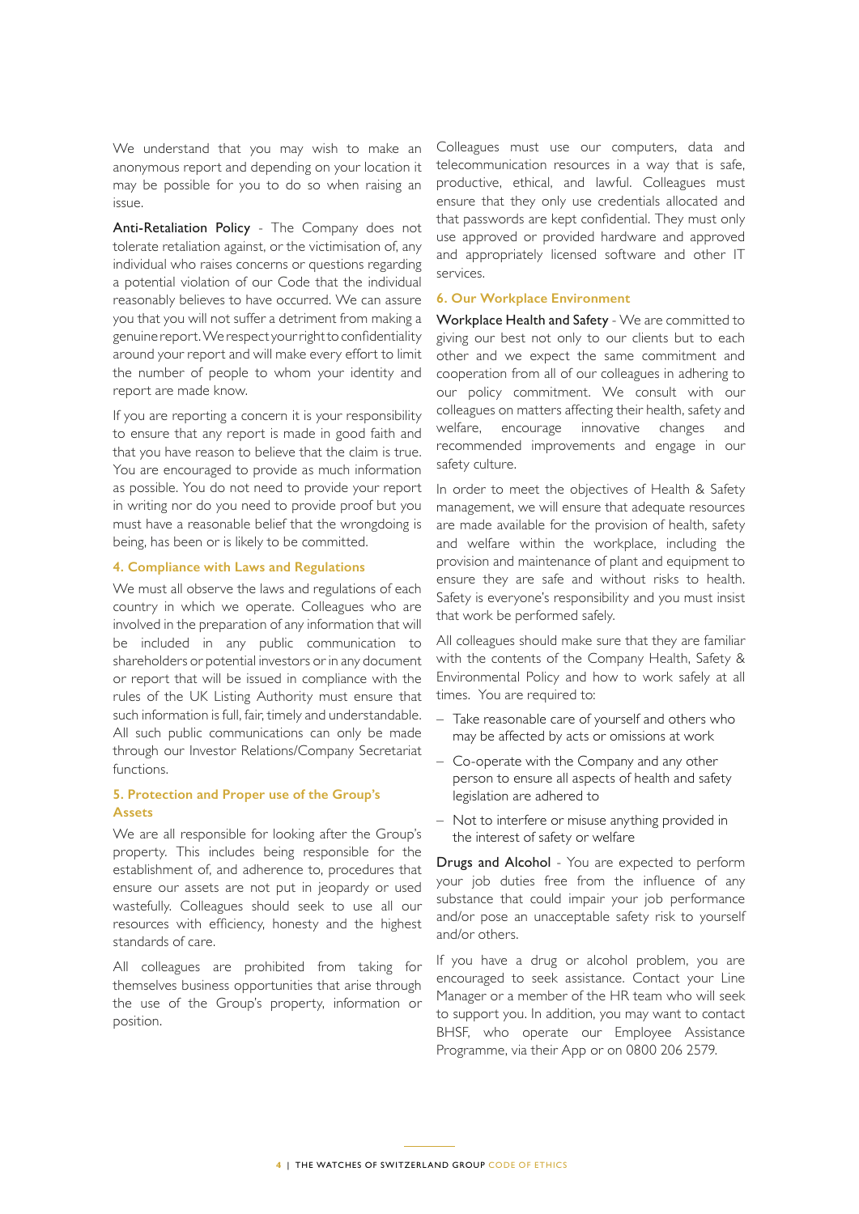We understand that you may wish to make an anonymous report and depending on your location it may be possible for you to do so when raising an issue.

**Anti-Retaliation Policy** - The Company does not tolerate retaliation against, or the victimisation of, any individual who raises concerns or questions regarding a potential violation of our Code that the individual reasonably believes to have occurred. We can assure you that you will not suffer a detriment from making a genuine report. We respect your right to confidentiality around your report and will make every effort to limit the number of people to whom your identity and report are made know.

If you are reporting a concern it is your responsibility to ensure that any report is made in good faith and that you have reason to believe that the claim is true. You are encouraged to provide as much information as possible. You do not need to provide your report in writing nor do you need to provide proof but you must have a reasonable belief that the wrongdoing is being, has been or is likely to be committed.

### 4. Compliance with Laws and Regulations

We must all observe the laws and regulations of each country in which we operate. Colleagues who are involved in the preparation of any information that will be included in any public communication to shareholders or potential investors or in any document or report that will be issued in compliance with the rules of the UK Listing Authority must ensure that such information is full, fair, timely and understandable. All such public communications can only be made through our Investor Relations/Company Secretariat functions.

### 5. Protection and Proper use of the Group's Assets

We are all responsible for looking after the Group's property. This includes being responsible for the establishment of, and adherence to, procedures that ensure our assets are not put in jeopardy or used wastefully. Colleagues should seek to use all our resources with efficiency, honesty and the highest standards of care.

All colleagues are prohibited from taking for themselves business opportunities that arise through the use of the Group's property, information or position.

Colleagues must use our computers, data and telecommunication resources in a way that is safe, productive, ethical, and lawful. Colleagues must ensure that they only use credentials allocated and that passwords are kept confidential. They must only use approved or provided hardware and approved and appropriately licensed software and other IT services.

### 6. Our Workplace Environment

**Workplace Health and Safety** - We are committed to giving our best not only to our clients but to each other and we expect the same commitment and cooperation from all of our colleagues in adhering to our policy commitment. We consult with our colleagues on matters affecting their health, safety and welfare, encourage innovative changes and recommended improvements and engage in our safety culture.

In order to meet the objectives of Health & Safety management, we will ensure that adequate resources are made available for the provision of health, safety and welfare within the workplace, including the provision and maintenance of plant and equipment to ensure they are safe and without risks to health. Safety is everyone's responsibility and you must insist that work be performed safely.

All colleagues should make sure that they are familiar with the contents of the Company Health, Safety & Environmental Policy and how to work safely at all times. You are required to:

- Take reasonable care of yourself and others who may be affected by acts or omissions at work
- Co-operate with the Company and any other person to ensure all aspects of health and safety legislation are adhered to
- Not to interfere or misuse anything provided in the interest of safety or welfare

**Drugs and Alcohol** - You are expected to perform your job duties free from the influence of any substance that could impair your job performance and/or pose an unacceptable safety risk to yourself and/or others.

If you have a drug or alcohol problem, you are encouraged to seek assistance. Contact your Line Manager or a member of the HR team who will seek to support you. In addition, you may want to contact BHSF, who operate our Employee Assistance Programme, via their App or on 0800 206 2579.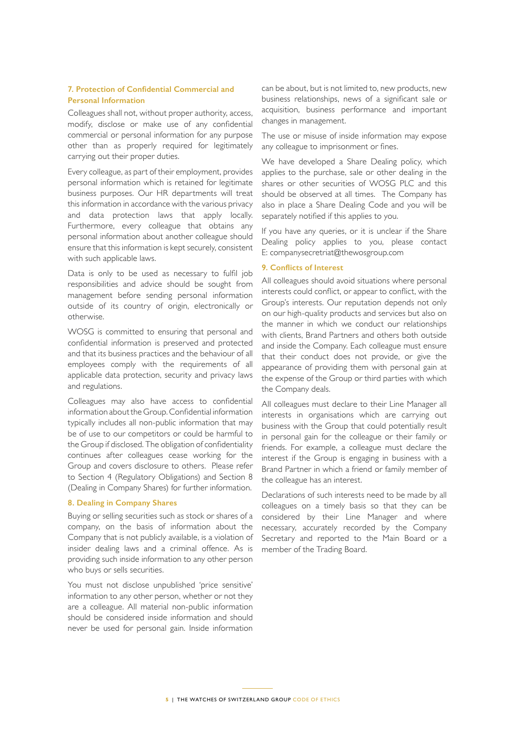## 7. Protection of Confidential Commercial and Personal Information

Colleagues shall not, without proper authority, access, modify, disclose or make use of any confidential commercial or personal information for any purpose other than as properly required for legitimately carrying out their proper duties.

Every colleague, as part of their employment, provides personal information which is retained for legitimate business purposes. Our HR departments will treat this information in accordance with the various privacy and data protection laws that apply locally. Furthermore, every colleague that obtains any personal information about another colleague should ensure that this information is kept securely, consistent with such applicable laws.

Data is only to be used as necessary to fulfil job responsibilities and advice should be sought from management before sending personal information outside of its country of origin, electronically or otherwise.

WOSG is committed to ensuring that personal and confidential information is preserved and protected and that its business practices and the behaviour of all employees comply with the requirements of all applicable data protection, security and privacy laws and regulations.

Colleagues may also have access to confidential information about the Group. Confidential information typically includes all non-public information that may be of use to our competitors or could be harmful to the Group if disclosed. The obligation of confidentiality continues after colleagues cease working for the Group and covers disclosure to others. Please refer to Section 4 (Regulatory Obligations) and Section 8 (Dealing in Company Shares) for further information.

## 8. Dealing in Company Shares

Buying or selling securities such as stock or shares of a company, on the basis of information about the Company that is not publicly available, is a violation of insider dealing laws and a criminal offence. As is providing such inside information to any other person who buys or sells securities.

You must not disclose unpublished 'price sensitive' information to any other person, whether or not they are a colleague. All material non-public information should be considered inside information and should never be used for personal gain. Inside information can be about, but is not limited to, new products, new business relationships, news of a significant sale or acquisition, business performance and important changes in management.

The use or misuse of inside information may expose any colleague to imprisonment or fines.

We have developed a Share Dealing policy, which applies to the purchase, sale or other dealing in the shares or other securities of WOSG PLC and this should be observed at all times. The Company has also in place a Share Dealing Code and you will be separately notified if this applies to you.

If you have any queries, or it is unclear if the Share Dealing policy applies to you, please contact E: companysecretriat@thewosgroup.com

## 9. Conflicts of Interest

All colleagues should avoid situations where personal interests could conflict, or appear to conflict, with the Group's interests. Our reputation depends not only on our high-quality products and services but also on the manner in which we conduct our relationships with clients, Brand Partners and others both outside and inside the Company. Each colleague must ensure that their conduct does not provide, or give the appearance of providing them with personal gain at the expense of the Group or third parties with which the Company deals.

All colleagues must declare to their Line Manager all interests in organisations which are carrying out business with the Group that could potentially result in personal gain for the colleague or their family or friends. For example, a colleague must declare the interest if the Group is engaging in business with a Brand Partner in which a friend or family member of the colleague has an interest.

Declarations of such interests need to be made by all colleagues on a timely basis so that they can be considered by their Line Manager and where necessary, accurately recorded by the Company Secretary and reported to the Main Board or a member of the Trading Board.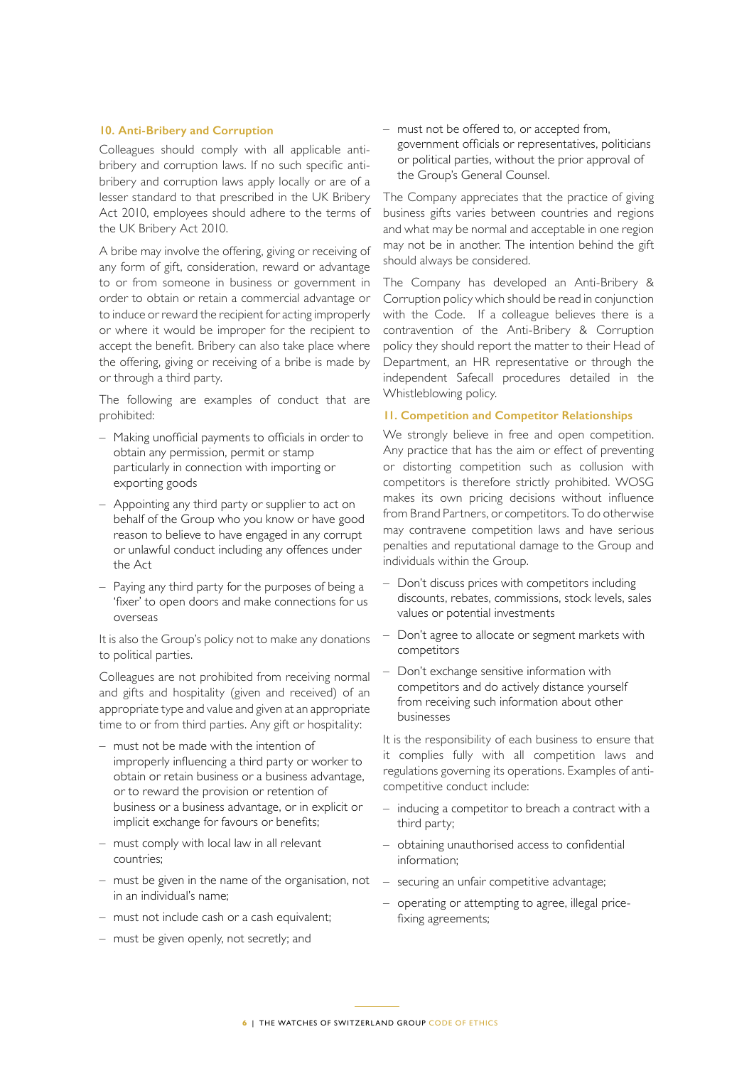## 10. Anti-Bribery and Corruption

Colleagues should comply with all applicable anti-bribery and corruption laws. If no such specific anti-bribery and corruption laws apply locally or are of a lesser standard to that prescribed in the UK Bribery Act 2010, employees should adhere to the terms of the UK Bribery Act 2010.

A bribe may involve the offering, giving or receiving of any form of gift, consideration, reward or advantage to or from someone in business or government in order to obtain or retain a commercial advantage or to induce or reward the recipient for acting improperly or where it would be improper for the recipient to accept the benefit. Bribery can also take place where the offering, giving or receiving of a bribe is made by or through a third party.

The following are examples of conduct that are prohibited:

- Making unofficial payments to officials in order to obtain any permission, permit or stamp particularly in connection with importing or exporting goods
- Appointing any third party or supplier to act on behalf of the Group who you know or have good reason to believe to have engaged in any corrupt or unlawful conduct including any offences under the Act
- Paying any third party for the purposes of being a 'fixer' to open doors and make connections for us overseas

It is also the Group's policy not to make any donations to political parties.

Colleagues are not prohibited from receiving normal and gifts and hospitality (given and received) of an appropriate type and value and given at an appropriate time to or from third parties. Any gift or hospitality:

- must not be made with the intention of improperly influencing a third party or worker to obtain or retain business or a business advantage, or to reward the provision or retention of business or a business advantage, or in explicit or implicit exchange for favours or benefits;
- must comply with local law in all relevant countries;
- must be given in the name of the organisation, not in an individual's name;
- must not include cash or a cash equivalent;
- must be given openly, not secretly; and
- must not be offered to, or accepted from, government officials or representatives, politicians or political parties, without the prior approval of the Group's General Counsel.

The Company appreciates that the practice of giving business gifts varies between countries and regions and what may be normal and acceptable in one region may not be in another. The intention behind the gift should always be considered.

The Company has developed an Anti-Bribery & Corruption policy which should be read in conjunction with the Code. If a colleague believes there is a contravention of the Anti-Bribery & Corruption policy they should report the matter to their Head of Department, an HR representative or through the independent Safecall procedures detailed in the Whistleblowing policy.

## 11. Competition and Competitor Relationships

We strongly believe in free and open competition. Any practice that has the aim or effect of preventing or distorting competition such as collusion with competitors is therefore strictly prohibited. WOSG makes its own pricing decisions without influence from Brand Partners, or competitors. To do otherwise may contravene competition laws and have serious penalties and reputational damage to the Group and individuals within the Group.

- Don't discuss prices with competitors including discounts, rebates, commissions, stock levels, sales values or potential investments
- Don't agree to allocate or segment markets with competitors
- Don't exchange sensitive information with competitors and do actively distance yourself from receiving such information about other businesses

It is the responsibility of each business to ensure that it complies fully with all competition laws and regulations governing its operations. Examples of anti-competitive conduct include:

- inducing a competitor to breach a contract with a third party;
- obtaining unauthorised access to confidential information;
- securing an unfair competitive advantage;
- operating or attempting to agree, illegal price-fixing agreements;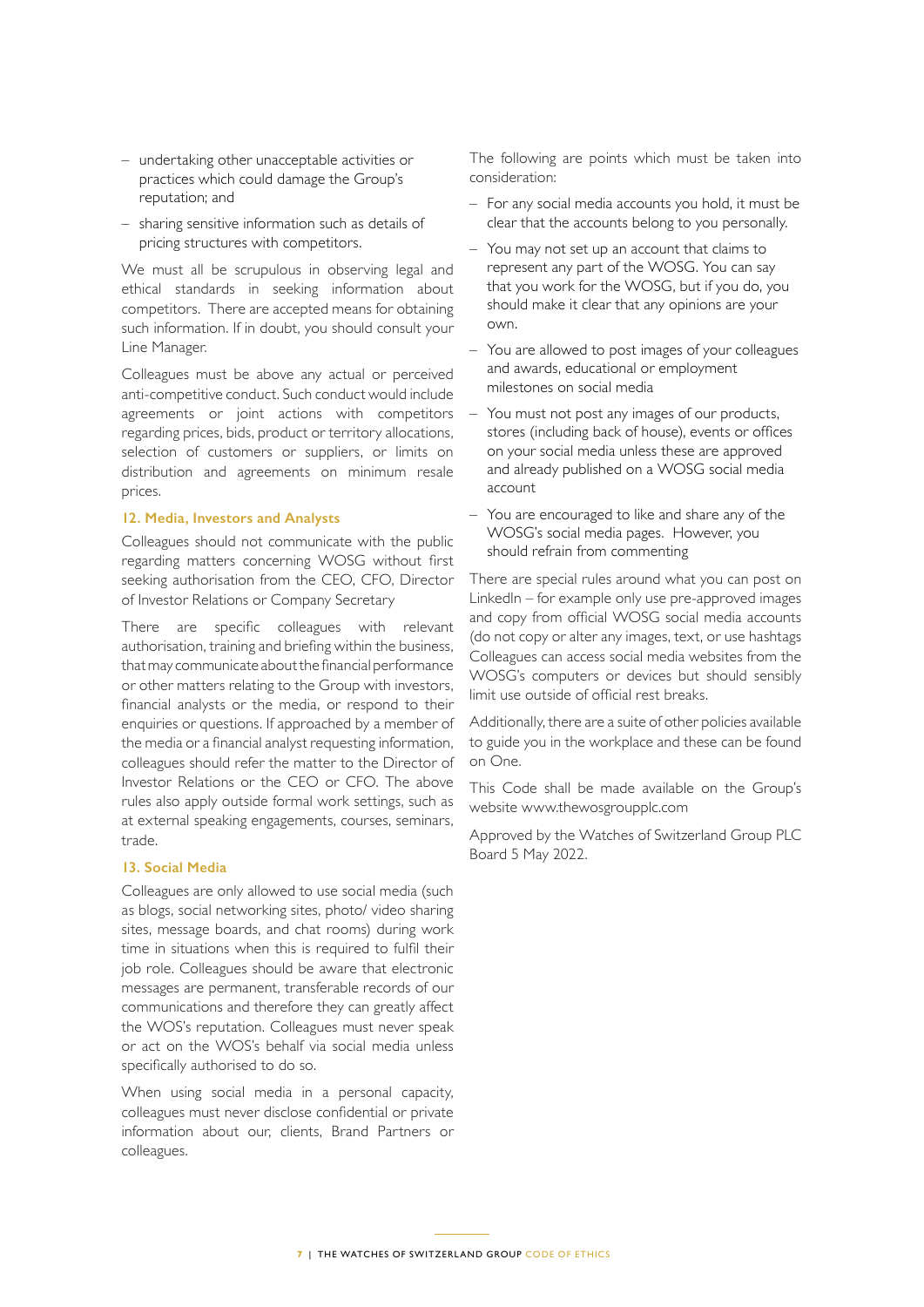- undertaking other unacceptable activities or practices which could damage the Group's reputation; and
- sharing sensitive information such as details of pricing structures with competitors.

We must all be scrupulous in observing legal and ethical standards in seeking information about competitors. There are accepted means for obtaining such information. If in doubt, you should consult your Line Manager.

Colleagues must be above any actual or perceived anti-competitive conduct. Such conduct would include agreements or joint actions with competitors regarding prices, bids, product or territory allocations, selection of customers or suppliers, or limits on distribution and agreements on minimum resale prices.

### 12. Media, Investors and Analysts

Colleagues should not communicate with the public regarding matters concerning WOSG without first seeking authorisation from the CEO, CFO, Director of Investor Relations or Company Secretary

There are specific colleagues with relevant authorisation, training and briefing within the business, that may communicate about the financial performance or other matters relating to the Group with investors, financial analysts or the media, or respond to their enquiries or questions. If approached by a member of the media or a financial analyst requesting information, colleagues should refer the matter to the Director of Investor Relations or the CEO or CFO. The above rules also apply outside formal work settings, such as at external speaking engagements, courses, seminars, trade.

### 13. Social Media

Colleagues are only allowed to use social media (such as blogs, social networking sites, photo/ video sharing sites, message boards, and chat rooms) during work time in situations when this is required to fulfil their job role. Colleagues should be aware that electronic messages are permanent, transferable records of our communications and therefore they can greatly affect the WOS's reputation. Colleagues must never speak or act on the WOS's behalf via social media unless specifically authorised to do so.

When using social media in a personal capacity, colleagues must never disclose confidential or private information about our, clients, Brand Partners or colleagues.

The following are points which must be taken into consideration:

- For any social media accounts you hold, it must be clear that the accounts belong to you personally.
- You may not set up an account that claims to represent any part of the WOSG. You can say that you work for the WOSG, but if you do, you should make it clear that any opinions are your own.
- You are allowed to post images of your colleagues and awards, educational or employment milestones on social media
- You must not post any images of our products, stores (including back of house), events or offices on your social media unless these are approved and already published on a WOSG social media account
- You are encouraged to like and share any of the WOSG's social media pages. However, you should refrain from commenting

There are special rules around what you can post on LinkedIn – for example only use pre-approved images and copy from official WOSG social media accounts (do not copy or alter any images, text, or use hashtags Colleagues can access social media websites from the WOSG's computers or devices but should sensibly limit use outside of official rest breaks.

Additionally, there are a suite of other policies available to guide you in the workplace and these can be found on One.

This Code shall be made available on the Group's website www.thewosgroupplc.com

Approved by the Watches of Switzerland Group PLC Board 5 May 2022.